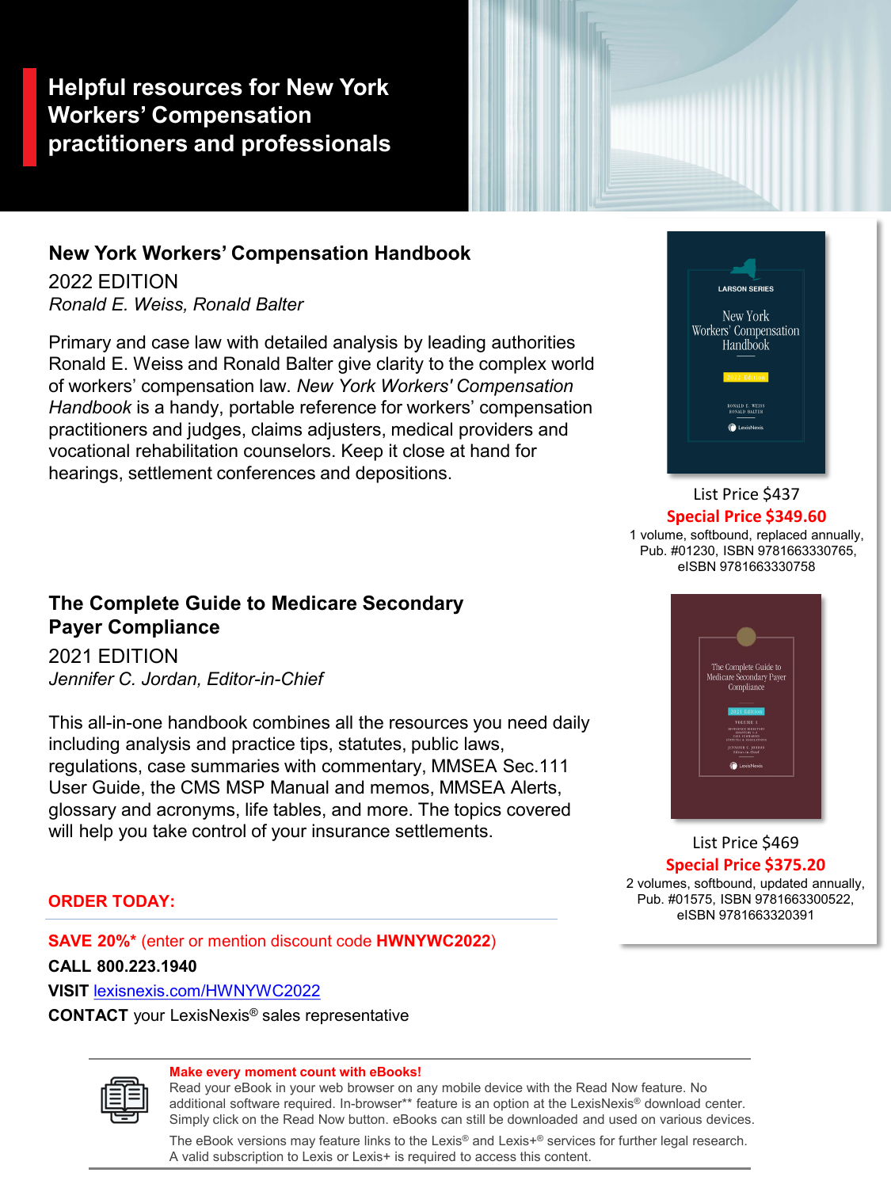# Helpful resources for New York Workers' Compensation practitioners and professionals

## New York Workers' Compensation Handbook

2022 EDITION

*Ronald E. Weiss, Ronald Balter*

Primary and case law with detailed analysis by leading authorities Ronald E. Weiss and Ronald Balter give clarity to the complex world of workers' compensation law. *New York Workers' Compensation Handbook* is a handy, portable reference for workers' compensation practitioners and judges, claims adjusters, medical providers and vocational rehabilitation counselors. Keep it close at hand for hearings, settlement conferences and depositions.

List Price $437

**Special Price $349.60**

1 volume, softbound, replaced annually, Pub. #01230, ISBN 9781663330765, eISBN 9781663330758

## The Complete Guide to Medicare Secondary Payer Compliance

2021 EDITION

*Jennifer C. Jordan, Editor-in-Chief*

This all-in-one handbook combines all the resources you need daily including analysis and practice tips, statutes, public laws, regulations, case summaries with commentary, MMSEA Sec.111 User Guide, the CMS MSP Manual and memos, MMSEA Alerts, glossary and acronyms, life tables, and more. The topics covered will help you take control of your insurance settlements.

List Price $469

**Special Price $375.20**

2 volumes, softbound, updated annually, Pub. #01575, ISBN 9781663300522, eISBN 9781663320391

**ORDER TODAY:**

**SAVE 20%*** (enter or mention discount code **HWNYWC2022**)

**CALL** 800.223.1940

**VISIT** lexisnexis.com/HWNYWC2022

**CONTACT** your LexisNexis® sales representative

**Make every moment count with eBooks!**

Read your eBook in your web browser on any mobile device with the Read Now feature. No additional software required. In-browser** feature is an option at the LexisNexis® download center. Simply click on the Read Now button. eBooks can still be downloaded and used on various devices.

The eBook versions may feature links to the Lexis® and Lexis+® services for further legal research. A valid subscription to Lexis or Lexis+ is required to access this content.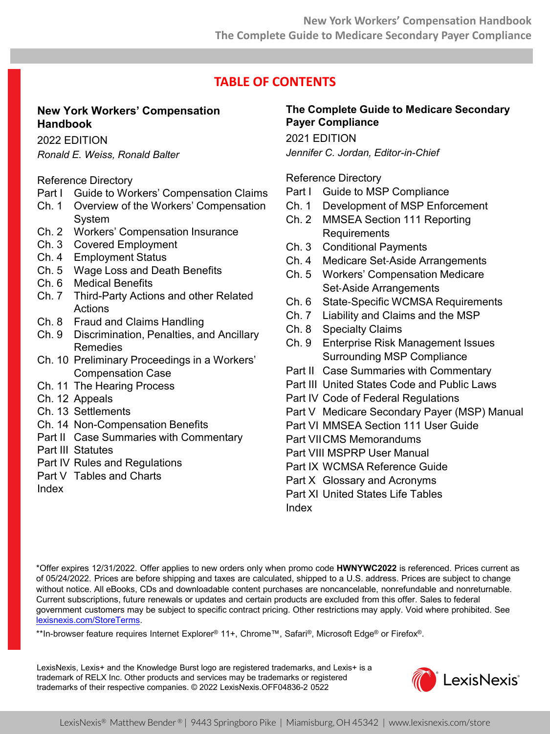## TABLE OF CONTENTS

### New York Workers' Compensation Handbook

2022 EDITION

*Ronald E. Weiss, Ronald Balter*

Reference Directory
Part I Guide to Workers' Compensation Claims
Ch. 1 Overview of the Workers' Compensation System
Ch. 2 Workers' Compensation Insurance
Ch. 3 Covered Employment
Ch. 4 Employment Status
Ch. 5 Wage Loss and Death Benefits
Ch. 6 Medical Benefits
Ch. 7 Third-Party Actions and other Related Actions
Ch. 8 Fraud and Claims Handling
Ch. 9 Discrimination, Penalties, and Ancillary Remedies
Ch. 10 Preliminary Proceedings in a Workers' Compensation Case
Ch. 11 The Hearing Process
Ch. 12 Appeals
Ch. 13 Settlements
Ch. 14 Non-Compensation Benefits
Part II Case Summaries with Commentary
Part III Statutes
Part IV Rules and Regulations
Part V Tables and Charts
Index

### The Complete Guide to Medicare Secondary Payer Compliance

2021 EDITION

*Jennifer C. Jordan, Editor-in-Chief*

Reference Directory
Part I Guide to MSP Compliance
Ch. 1 Development of MSP Enforcement
Ch. 2 MMSEA Section 111 Reporting Requirements
Ch. 3 Conditional Payments
Ch. 4 Medicare Set-Aside Arrangements
Ch. 5 Workers' Compensation Medicare Set-Aside Arrangements
Ch. 6 State-Specific WCMSA Requirements
Ch. 7 Liability and Claims and the MSP
Ch. 8 Specialty Claims
Ch. 9 Enterprise Risk Management Issues Surrounding MSP Compliance
Part II Case Summaries with Commentary
Part III United States Code and Public Laws
Part IV Code of Federal Regulations
Part V Medicare Secondary Payer (MSP) Manual
Part VI MMSEA Section 111 User Guide
Part VII CMS Memorandums
Part VIII MSPRP User Manual
Part IX WCMSA Reference Guide
Part X Glossary and Acronyms
Part XI United States Life Tables
Index

*Offer expires 12/31/2022. Offer applies to new orders only when promo code **HWNYWC2022** is referenced. Prices current as of 05/24/2022. Prices are before shipping and taxes are calculated, shipped to a U.S. address. Prices are subject to change without notice. All eBooks, CDs and downloadable content purchases are noncancelable, nonrefundable and nonreturnable. Current subscriptions, future renewals or updates and certain products are excluded from this offer. Sales to federal government customers may be subject to specific contract pricing. Other restrictions may apply. Void where prohibited. See lexisnexis.com/StoreTerms.

**In-browser feature requires Internet Explorer® 11+, Chrome™, Safari®, Microsoft Edge® or Firefox®.

LexisNexis, Lexis+ and the Knowledge Burst logo are registered trademarks, and Lexis+ is a trademark of RELX Inc. Other products and services may be trademarks or registered trademarks of their respective companies. © 2022 LexisNexis.OFF04836-2 0522

LexisNexis® Matthew Bender® | 9443 Springboro Pike | Miamisburg, OH 45342 | www.lexisnexis.com/store